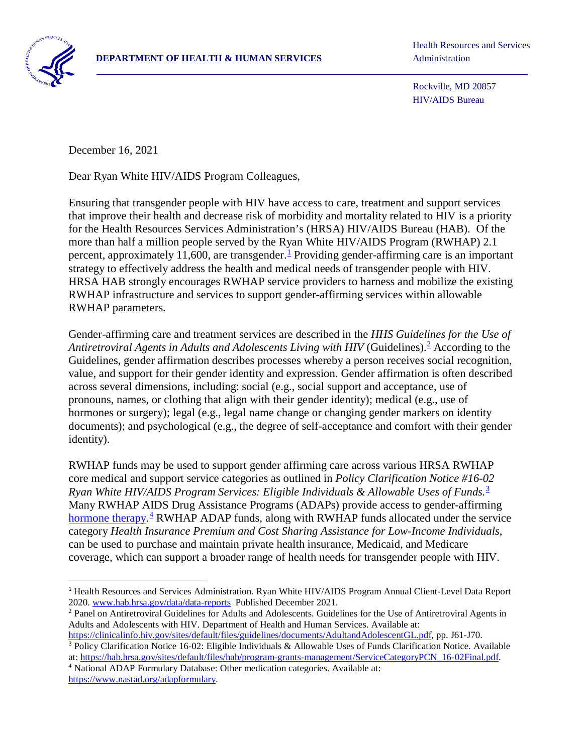**DEPARTMENT OF HEALTH & HUMAN SERVICES**

Health Resources and Services Administration

Rockville, MD 20857
HIV/AIDS Bureau

December 16, 2021

Dear Ryan White HIV/AIDS Program Colleagues,

Ensuring that transgender people with HIV have access to care, treatment and support services that improve their health and decrease risk of morbidity and mortality related to HIV is a priority for the Health Resources Services Administration's (HRSA) HIV/AIDS Bureau (HAB). Of the more than half a million people served by the Ryan White HIV/AIDS Program (RWHAP) 2.1 percent, approximately 11,600, are transgender.[1] Providing gender-affirming care is an important strategy to effectively address the health and medical needs of transgender people with HIV. HRSA HAB strongly encourages RWHAP service providers to harness and mobilize the existing RWHAP infrastructure and services to support gender-affirming services within allowable RWHAP parameters.

Gender-affirming care and treatment services are described in the *HHS Guidelines for the Use of Antiretroviral Agents in Adults and Adolescents Living with HIV* (Guidelines).[2] According to the Guidelines, gender affirmation describes processes whereby a person receives social recognition, value, and support for their gender identity and expression. Gender affirmation is often described across several dimensions, including: social (e.g., social support and acceptance, use of pronouns, names, or clothing that align with their gender identity); medical (e.g., use of hormones or surgery); legal (e.g., legal name change or changing gender markers on identity documents); and psychological (e.g., the degree of self-acceptance and comfort with their gender identity).

RWHAP funds may be used to support gender affirming care across various HRSA RWHAP core medical and support service categories as outlined in *Policy Clarification Notice #16-02 Ryan White HIV/AIDS Program Services: Eligible Individuals & Allowable Uses of Funds.*[3] Many RWHAP AIDS Drug Assistance Programs (ADAPs) provide access to gender-affirming hormone therapy.[4] RWHAP ADAP funds, along with RWHAP funds allocated under the service category *Health Insurance Premium and Cost Sharing Assistance for Low-Income Individuals*, can be used to purchase and maintain private health insurance, Medicaid, and Medicare coverage, which can support a broader range of health needs for transgender people with HIV.

---

[1] Health Resources and Services Administration. Ryan White HIV/AIDS Program Annual Client-Level Data Report 2020. www.hab.hrsa.gov/data/data-reports Published December 2021.

[2] Panel on Antiretroviral Guidelines for Adults and Adolescents. Guidelines for the Use of Antiretroviral Agents in Adults and Adolescents with HIV. Department of Health and Human Services. Available at: https://clinicalinfo.hiv.gov/sites/default/files/guidelines/documents/AdultandAdolescentGL.pdf, pp. J61-J70.

[3] Policy Clarification Notice 16-02: Eligible Individuals & Allowable Uses of Funds Clarification Notice. Available at: https://hab.hrsa.gov/sites/default/files/hab/program-grants-management/ServiceCategoryPCN_16-02Final.pdf.

[4] National ADAP Formulary Database: Other medication categories. Available at: https://www.nastad.org/adapformulary.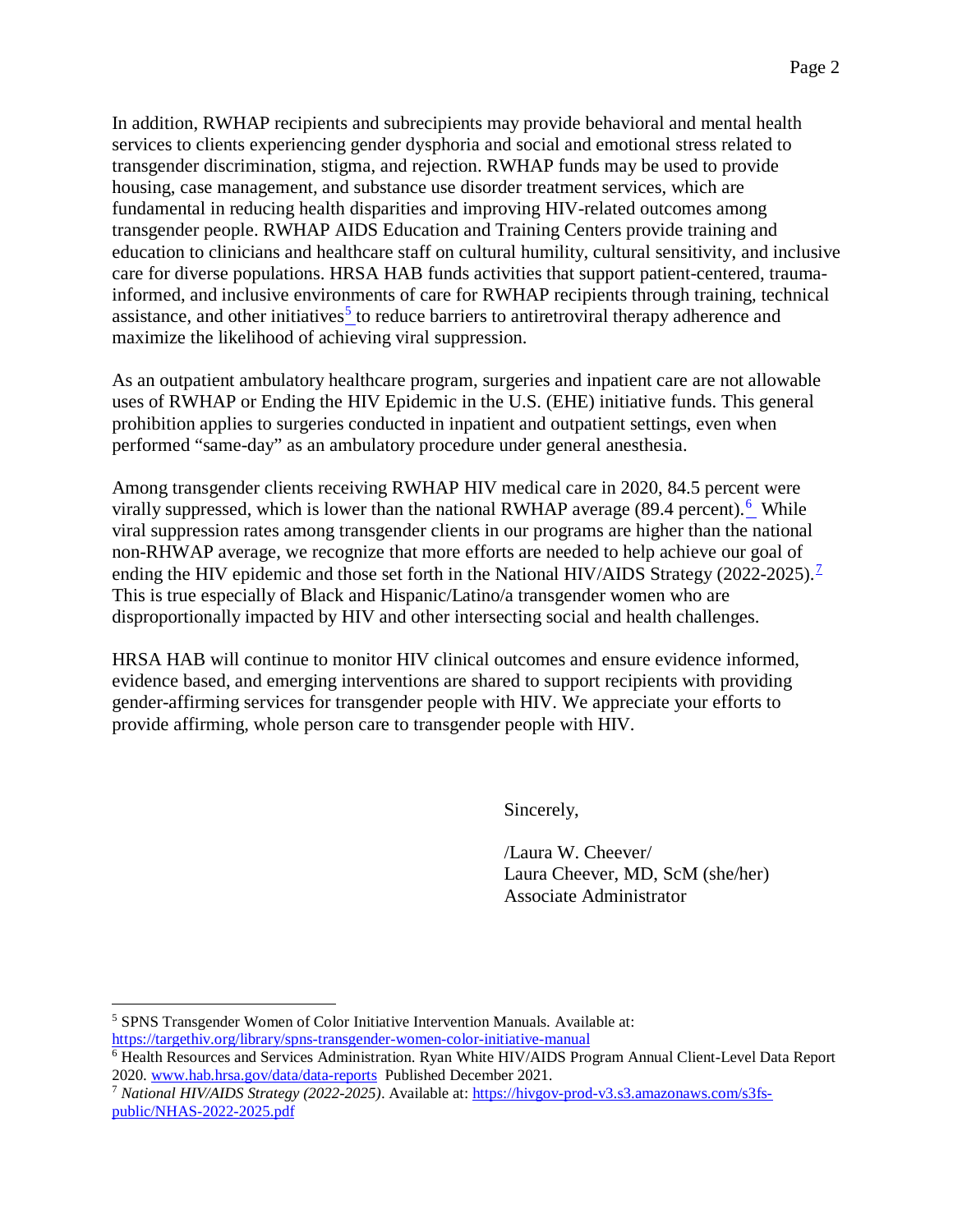In addition, RWHAP recipients and subrecipients may provide behavioral and mental health services to clients experiencing gender dysphoria and social and emotional stress related to transgender discrimination, stigma, and rejection. RWHAP funds may be used to provide housing, case management, and substance use disorder treatment services, which are fundamental in reducing health disparities and improving HIV-related outcomes among transgender people. RWHAP AIDS Education and Training Centers provide training and education to clinicians and healthcare staff on cultural humility, cultural sensitivity, and inclusive care for diverse populations. HRSA HAB funds activities that support patient-centered, trauma-informed, and inclusive environments of care for RWHAP recipients through training, technical assistance, and other initiatives[5] to reduce barriers to antiretroviral therapy adherence and maximize the likelihood of achieving viral suppression.

As an outpatient ambulatory healthcare program, surgeries and inpatient care are not allowable uses of RWHAP or Ending the HIV Epidemic in the U.S. (EHE) initiative funds. This general prohibition applies to surgeries conducted in inpatient and outpatient settings, even when performed "same-day" as an ambulatory procedure under general anesthesia.

Among transgender clients receiving RWHAP HIV medical care in 2020, 84.5 percent were virally suppressed, which is lower than the national RWHAP average (89.4 percent).[6] While viral suppression rates among transgender clients in our programs are higher than the national non-RHWAP average, we recognize that more efforts are needed to help achieve our goal of ending the HIV epidemic and those set forth in the National HIV/AIDS Strategy (2022-2025).[7] This is true especially of Black and Hispanic/Latino/a transgender women who are disproportionally impacted by HIV and other intersecting social and health challenges.

HRSA HAB will continue to monitor HIV clinical outcomes and ensure evidence informed, evidence based, and emerging interventions are shared to support recipients with providing gender-affirming services for transgender people with HIV. We appreciate your efforts to provide affirming, whole person care to transgender people with HIV.

Sincerely,

/Laura W. Cheever/
Laura Cheever, MD, ScM (she/her)
Associate Administrator

---

[5] SPNS Transgender Women of Color Initiative Intervention Manuals. Available at: https://targethiv.org/library/spns-transgender-women-color-initiative-manual

[6] Health Resources and Services Administration. Ryan White HIV/AIDS Program Annual Client-Level Data Report 2020. www.hab.hrsa.gov/data/data-reports Published December 2021.

[7] *National HIV/AIDS Strategy (2022-2025)*. Available at: https://hivgov-prod-v3.s3.amazonaws.com/s3fs-public/NHAS-2022-2025.pdf